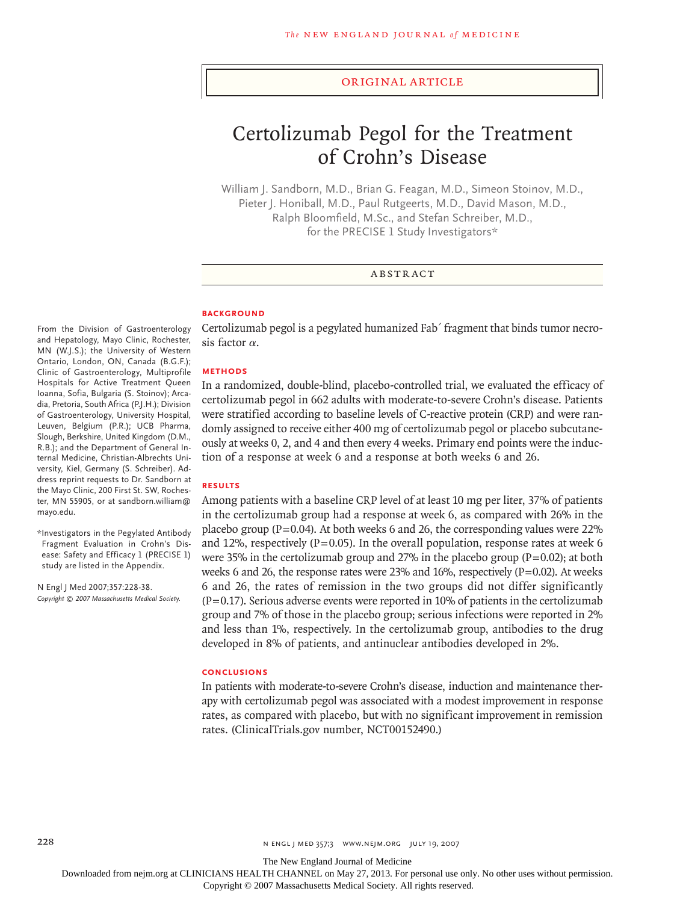ORIGINAL ARTICLE

# Certolizumab Pegol for the Treatment of Crohn's Disease

William J. Sandborn, M.D., Brian G. Feagan, M.D., Simeon Stoinov, M.D., Pieter J. Honiball, M.D., Paul Rutgeerts, M.D., David Mason, M.D., Ralph Bloomfield, M.Sc., and Stefan Schreiber, M.D., for the PRECISE 1 Study Investigators*

## ABSTRACT

### BACKGROUND

Certolizumab pegol is a pegylated humanized Fab′ fragment that binds tumor necrosis factor $\alpha$.

### METHODS

In a randomized, double-blind, placebo-controlled trial, we evaluated the efficacy of certolizumab pegol in 662 adults with moderate-to-severe Crohn's disease. Patients were stratified according to baseline levels of C-reactive protein (CRP) and were randomly assigned to receive either 400 mg of certolizumab pegol or placebo subcutaneously at weeks 0, 2, and 4 and then every 4 weeks. Primary end points were the induction of a response at week 6 and a response at both weeks 6 and 26.

### RESULTS

Among patients with a baseline CRP level of at least 10 mg per liter, 37% of patients in the certolizumab group had a response at week 6, as compared with 26% in the placebo group (P=0.04). At both weeks 6 and 26, the corresponding values were 22% and 12%, respectively (P=0.05). In the overall population, response rates at week 6 were 35% in the certolizumab group and 27% in the placebo group (P=0.02); at both weeks 6 and 26, the response rates were 23% and 16%, respectively (P=0.02). At weeks 6 and 26, the rates of remission in the two groups did not differ significantly (P=0.17). Serious adverse events were reported in 10% of patients in the certolizumab group and 7% of those in the placebo group; serious infections were reported in 2% and less than 1%, respectively. In the certolizumab group, antibodies to the drug developed in 8% of patients, and antinuclear antibodies developed in 2%.

### CONCLUSIONS

In patients with moderate-to-severe Crohn's disease, induction and maintenance therapy with certolizumab pegol was associated with a modest improvement in response rates, as compared with placebo, but with no significant improvement in remission rates. (ClinicalTrials.gov number, NCT00152490.)

From the Division of Gastroenterology and Hepatology, Mayo Clinic, Rochester, MN (W.J.S.); the University of Western Ontario, London, ON, Canada (B.G.F.); Clinic of Gastroenterology, Multiprofile Hospitals for Active Treatment Queen Ioanna, Sofia, Bulgaria (S. Stoinov); Arcadia, Pretoria, South Africa (P.J.H.); Division of Gastroenterology, University Hospital, Leuven, Belgium (P.R.); UCB Pharma, Slough, Berkshire, United Kingdom (D.M., R.B.); and the Department of General Internal Medicine, Christian-Albrechts University, Kiel, Germany (S. Schreiber). Address reprint requests to Dr. Sandborn at the Mayo Clinic, 200 First St. SW, Rochester, MN 55905, or at sandborn.william@mayo.edu.

*Investigators in the Pegylated Antibody Fragment Evaluation in Crohn's Disease: Safety and Efficacy 1 (PRECISE 1) study are listed in the Appendix.

N Engl J Med 2007;357:228-38.
*Copyright © 2007 Massachusetts Medical Society.*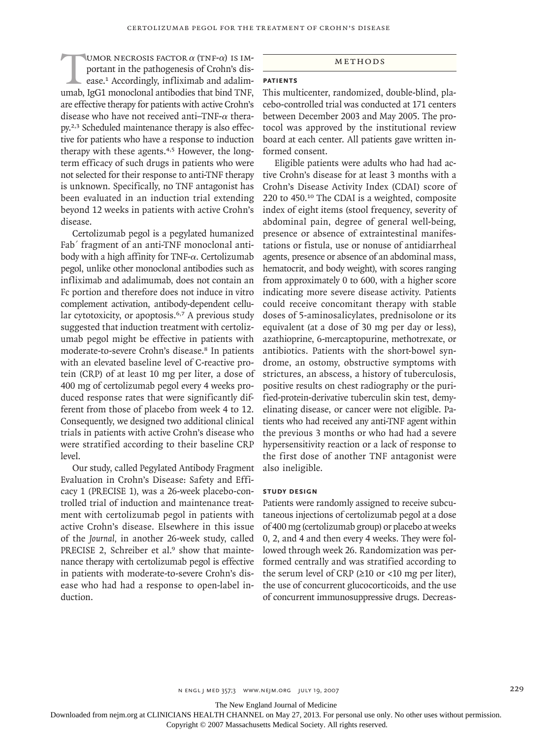Tumor necrosis factor α (TNF-α) is important in the pathogenesis of Crohn's disease.[1] Accordingly, infliximab and adalimumab, IgG1 monoclonal antibodies that bind TNF, are effective therapy for patients with active Crohn's disease who have not received anti–TNF-α therapy.[2,3] Scheduled maintenance therapy is also effective for patients who have a response to induction therapy with these agents.[4,5] However, the long-term efficacy of such drugs in patients who were not selected for their response to anti-TNF therapy is unknown. Specifically, no TNF antagonist has been evaluated in an induction trial extending beyond 12 weeks in patients with active Crohn's disease.

Certolizumab pegol is a pegylated humanized Fab′ fragment of an anti-TNF monoclonal antibody with a high affinity for TNF-α. Certolizumab pegol, unlike other monoclonal antibodies such as infliximab and adalimumab, does not contain an Fc portion and therefore does not induce in vitro complement activation, antibody-dependent cellular cytotoxicity, or apoptosis.[6,7] A previous study suggested that induction treatment with certolizumab pegol might be effective in patients with moderate-to-severe Crohn's disease.[8] In patients with an elevated baseline level of C-reactive protein (CRP) of at least 10 mg per liter, a dose of 400 mg of certolizumab pegol every 4 weeks produced response rates that were significantly different from those of placebo from week 4 to 12. Consequently, we designed two additional clinical trials in patients with active Crohn's disease who were stratified according to their baseline CRP level.

Our study, called Pegylated Antibody Fragment Evaluation in Crohn's Disease: Safety and Efficacy 1 (PRECISE 1), was a 26-week placebo-controlled trial of induction and maintenance treatment with certolizumab pegol in patients with active Crohn's disease. Elsewhere in this issue of the *Journal,* in another 26-week study, called PRECISE 2, Schreiber et al.[9] show that maintenance therapy with certolizumab pegol is effective in patients with moderate-to-severe Crohn's disease who had had a response to open-label induction.

## Methods

### Patients

This multicenter, randomized, double-blind, placebo-controlled trial was conducted at 171 centers between December 2003 and May 2005. The protocol was approved by the institutional review board at each center. All patients gave written informed consent.

Eligible patients were adults who had had active Crohn's disease for at least 3 months with a Crohn's Disease Activity Index (CDAI) score of 220 to 450.[10] The CDAI is a weighted, composite index of eight items (stool frequency, severity of abdominal pain, degree of general well-being, presence or absence of extraintestinal manifestations or fistula, use or nonuse of antidiarrheal agents, presence or absence of an abdominal mass, hematocrit, and body weight), with scores ranging from approximately 0 to 600, with a higher score indicating more severe disease activity. Patients could receive concomitant therapy with stable doses of 5-aminosalicylates, prednisolone or its equivalent (at a dose of 30 mg per day or less), azathioprine, 6-mercaptopurine, methotrexate, or antibiotics. Patients with the short-bowel syndrome, an ostomy, obstructive symptoms with strictures, an abscess, a history of tuberculosis, positive results on chest radiography or the purified-protein-derivative tuberculin skin test, demyelinating disease, or cancer were not eligible. Patients who had received any anti-TNF agent within the previous 3 months or who had had a severe hypersensitivity reaction or a lack of response to the first dose of another TNF antagonist were also ineligible.

### Study Design

Patients were randomly assigned to receive subcutaneous injections of certolizumab pegol at a dose of 400 mg (certolizumab group) or placebo at weeks 0, 2, and 4 and then every 4 weeks. They were followed through week 26. Randomization was performed centrally and was stratified according to the serum level of CRP (≥10 or <10 mg per liter), the use of concurrent glucocorticoids, and the use of concurrent immunosuppressive drugs. Decreas-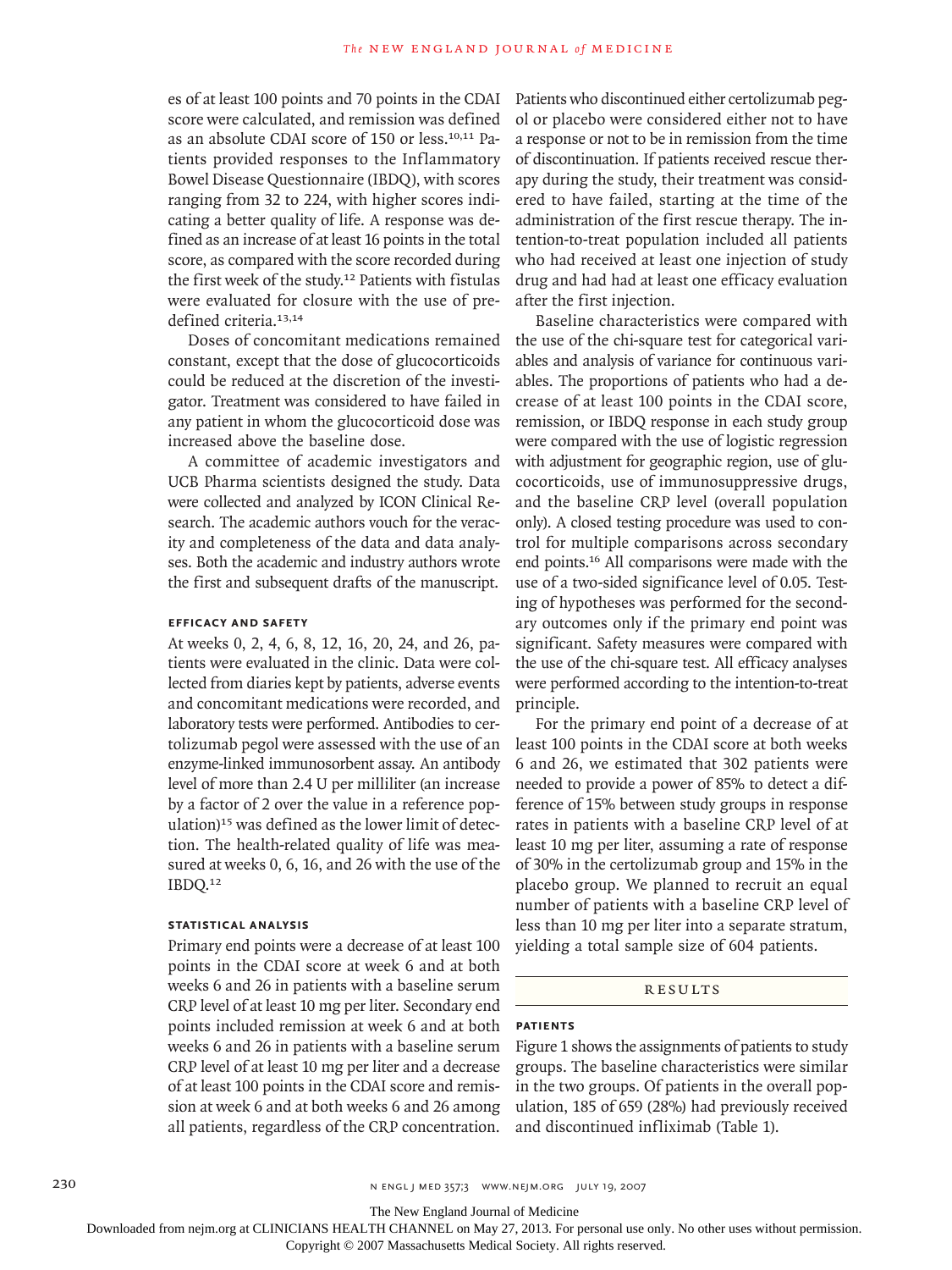es of at least 100 points and 70 points in the CDAI score were calculated, and remission was defined as an absolute CDAI score of 150 or less.[10,11] Patients provided responses to the Inflammatory Bowel Disease Questionnaire (IBDQ), with scores ranging from 32 to 224, with higher scores indicating a better quality of life. A response was defined as an increase of at least 16 points in the total score, as compared with the score recorded during the first week of the study.[12] Patients with fistulas were evaluated for closure with the use of predefined criteria.[13,14]

Doses of concomitant medications remained constant, except that the dose of glucocorticoids could be reduced at the discretion of the investigator. Treatment was considered to have failed in any patient in whom the glucocorticoid dose was increased above the baseline dose.

A committee of academic investigators and UCB Pharma scientists designed the study. Data were collected and analyzed by ICON Clinical Research. The academic authors vouch for the veracity and completeness of the data and data analyses. Both the academic and industry authors wrote the first and subsequent drafts of the manuscript.

### EFFICACY AND SAFETY

At weeks 0, 2, 4, 6, 8, 12, 16, 20, 24, and 26, patients were evaluated in the clinic. Data were collected from diaries kept by patients, adverse events and concomitant medications were recorded, and laboratory tests were performed. Antibodies to certolizumab pegol were assessed with the use of an enzyme-linked immunosorbent assay. An antibody level of more than 2.4 U per milliliter (an increase by a factor of 2 over the value in a reference population)[15] was defined as the lower limit of detection. The health-related quality of life was measured at weeks 0, 6, 16, and 26 with the use of the IBDQ.[12]

### STATISTICAL ANALYSIS

Primary end points were a decrease of at least 100 points in the CDAI score at week 6 and at both weeks 6 and 26 in patients with a baseline serum CRP level of at least 10 mg per liter. Secondary end points included remission at week 6 and at both weeks 6 and 26 in patients with a baseline serum CRP level of at least 10 mg per liter and a decrease of at least 100 points in the CDAI score and remission at week 6 and at both weeks 6 and 26 among all patients, regardless of the CRP concentration. Patients who discontinued either certolizumab pegol or placebo were considered either not to have a response or not to be in remission from the time of discontinuation. If patients received rescue therapy during the study, their treatment was considered to have failed, starting at the time of the administration of the first rescue therapy. The intention-to-treat population included all patients who had received at least one injection of study drug and had had at least one efficacy evaluation after the first injection.

Baseline characteristics were compared with the use of the chi-square test for categorical variables and analysis of variance for continuous variables. The proportions of patients who had a decrease of at least 100 points in the CDAI score, remission, or IBDQ response in each study group were compared with the use of logistic regression with adjustment for geographic region, use of glucocorticoids, use of immunosuppressive drugs, and the baseline CRP level (overall population only). A closed testing procedure was used to control for multiple comparisons across secondary end points.[16] All comparisons were made with the use of a two-sided significance level of 0.05. Testing of hypotheses was performed for the secondary outcomes only if the primary end point was significant. Safety measures were compared with the use of the chi-square test. All efficacy analyses were performed according to the intention-to-treat principle.

For the primary end point of a decrease of at least 100 points in the CDAI score at both weeks 6 and 26, we estimated that 302 patients were needed to provide a power of 85% to detect a difference of 15% between study groups in response rates in patients with a baseline CRP level of at least 10 mg per liter, assuming a rate of response of 30% in the certolizumab group and 15% in the placebo group. We planned to recruit an equal number of patients with a baseline CRP level of less than 10 mg per liter into a separate stratum, yielding a total sample size of 604 patients.

## RESULTS

### PATIENTS

Figure 1 shows the assignments of patients to study groups. The baseline characteristics were similar in the two groups. Of patients in the overall population, 185 of 659 (28%) had previously received and discontinued infliximab (Table 1).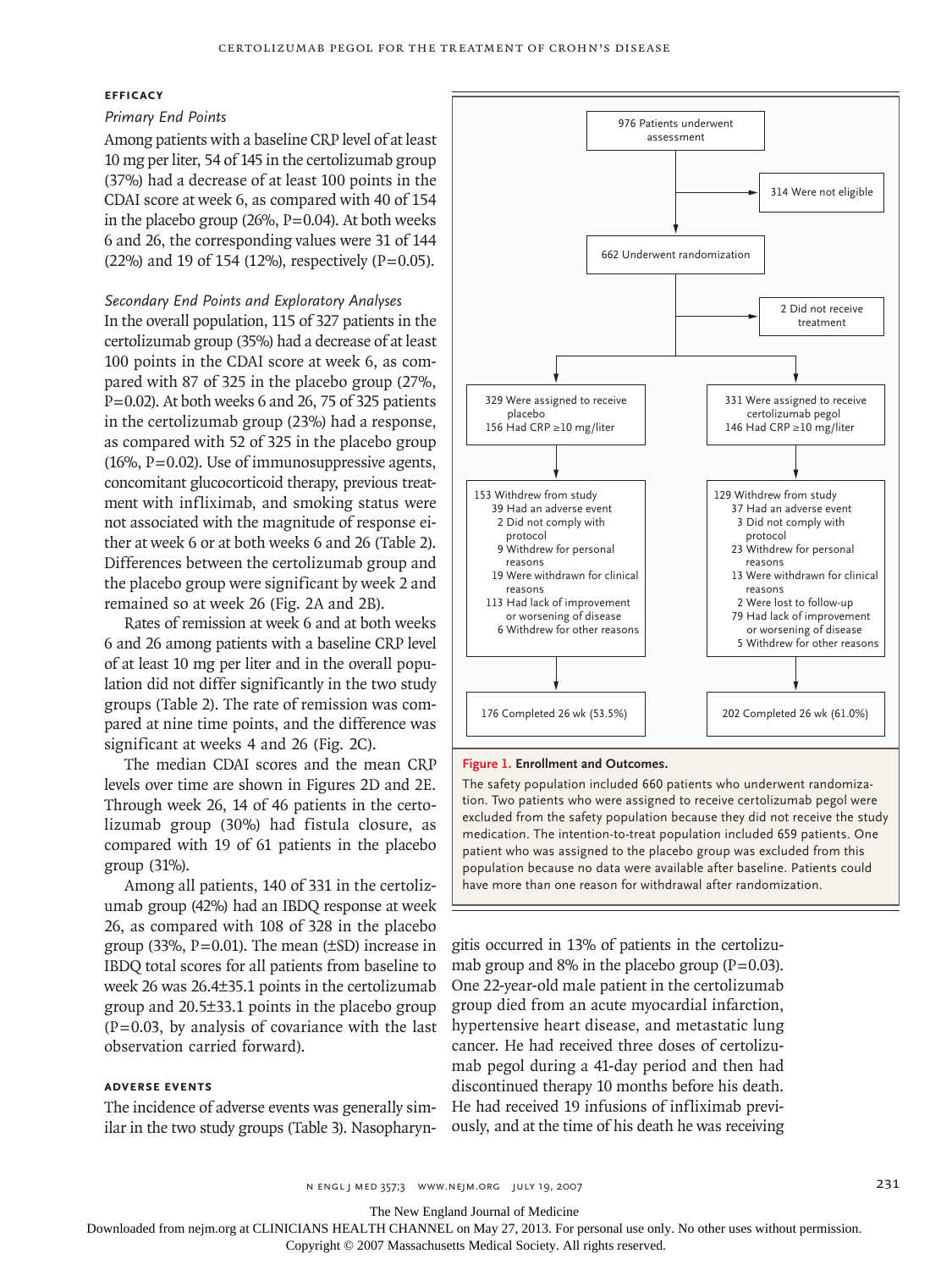### Efficacy

#### *Primary End Points*

Among patients with a baseline CRP level of at least 10 mg per liter, 54 of 145 in the certolizumab group (37%) had a decrease of at least 100 points in the CDAI score at week 6, as compared with 40 of 154 in the placebo group (26%, P=0.04). At both weeks 6 and 26, the corresponding values were 31 of 144 (22%) and 19 of 154 (12%), respectively (P=0.05).

#### *Secondary End Points and Exploratory Analyses*

In the overall population, 115 of 327 patients in the certolizumab group (35%) had a decrease of at least 100 points in the CDAI score at week 6, as compared with 87 of 325 in the placebo group (27%, P=0.02). At both weeks 6 and 26, 75 of 325 patients in the certolizumab group (23%) had a response, as compared with 52 of 325 in the placebo group (16%, P=0.02). Use of immunosuppressive agents, concomitant glucocorticoid therapy, previous treatment with infliximab, and smoking status were not associated with the magnitude of response either at week 6 or at both weeks 6 and 26 (Table 2). Differences between the certolizumab group and the placebo group were significant by week 2 and remained so at week 26 (Fig. 2A and 2B).

Rates of remission at week 6 and at both weeks 6 and 26 among patients with a baseline CRP level of at least 10 mg per liter and in the overall population did not differ significantly in the two study groups (Table 2). The rate of remission was compared at nine time points, and the difference was significant at weeks 4 and 26 (Fig. 2C).

The median CDAI scores and the mean CRP levels over time are shown in Figures 2D and 2E. Through week 26, 14 of 46 patients in the certolizumab group (30%) had fistula closure, as compared with 19 of 61 patients in the placebo group (31%).

Among all patients, 140 of 331 in the certolizumab group (42%) had an IBDQ response at week 26, as compared with 108 of 328 in the placebo group (33%, P=0.01). The mean (±SD) increase in IBDQ total scores for all patients from baseline to week 26 was 26.4±35.1 points in the certolizumab group and 20.5±33.1 points in the placebo group (P=0.03, by analysis of covariance with the last observation carried forward).

### Adverse Events

The incidence of adverse events was generally similar in the two study groups (Table 3). Nasopharyngitis occurred in 13% of patients in the certolizumab group and 8% in the placebo group (P=0.03). One 22-year-old male patient in the certolizumab group died from an acute myocardial infarction, hypertensive heart disease, and metastatic lung cancer. He had received three doses of certolizumab pegol during a 41-day period and then had discontinued therapy 10 months before his death. He had received 19 infusions of infliximab previously, and at the time of his death he was receiving

976 Patients underwent assessment

314 Were not eligible

662 Underwent randomization

2 Did not receive treatment

329 Were assigned to receive placebo
156 Had CRP ≥10 mg/liter

331 Were assigned to receive certolizumab pegol
146 Had CRP ≥10 mg/liter

153 Withdrew from study
- 39 Had an adverse event
- 2 Did not comply with protocol
- 9 Withdrew for personal reasons
- 19 Were withdrawn for clinical reasons
- 113 Had lack of improvement or worsening of disease
- 6 Withdrew for other reasons

129 Withdrew from study
- 37 Had an adverse event
- 3 Did not comply with protocol
- 23 Withdrew for personal reasons
- 13 Were withdrawn for clinical reasons
- 2 Were lost to follow-up
- 79 Had lack of improvement or worsening of disease
- 5 Withdrew for other reasons

176 Completed 26 wk (53.5%)

202 Completed 26 wk (61.0%)

**Figure 1. Enrollment and Outcomes.**

The safety population included 660 patients who underwent randomization. Two patients who were assigned to receive certolizumab pegol were excluded from the safety population because they did not receive the study medication. The intention-to-treat population included 659 patients. One patient who was assigned to the placebo group was excluded from this population because no data were available after baseline. Patients could have more than one reason for withdrawal after randomization.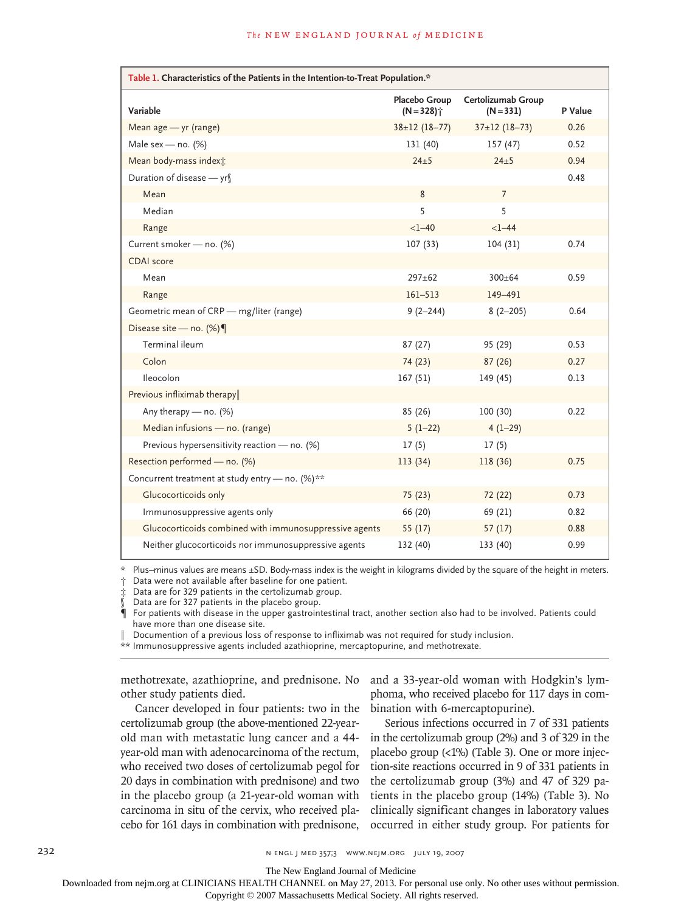**Table 1. Characteristics of the Patients in the Intention-to-Treat Population.***

| Variable | Placebo Group (N=328)† | Certolizumab Group (N=331) | P Value |
|---|---|---|---|
| Mean age — yr (range) | 38±12 (18–77) | 37±12 (18–73) | 0.26 |
| Male sex — no. (%) | 131 (40) | 157 (47) | 0.52 |
| Mean body-mass index‡ | 24±5 | 24±5 | 0.94 |
| Duration of disease — yr§ | | | 0.48 |
| Mean | 8 | 7 | |
| Median | 5 | 5 | |
| Range | <1–40 | <1–44 | |
| Current smoker — no. (%) | 107 (33) | 104 (31) | 0.74 |
| CDAI score | | | |
| Mean | 297±62 | 300±64 | 0.59 |
| Range | 161–513 | 149–491 | |
| Geometric mean of CRP — mg/liter (range) | 9 (2–244) | 8 (2–205) | 0.64 |
| Disease site — no. (%)¶ | | | |
| Terminal ileum | 87 (27) | 95 (29) | 0.53 |
| Colon | 74 (23) | 87 (26) | 0.27 |
| Ileocolon | 167 (51) | 149 (45) | 0.13 |
| Previous infliximab therapy‖ | | | |
| Any therapy — no. (%) | 85 (26) | 100 (30) | 0.22 |
| Median infusions — no. (range) | 5 (1–22) | 4 (1–29) | |
| Previous hypersensitivity reaction — no. (%) | 17 (5) | 17 (5) | |
| Resection performed — no. (%) | 113 (34) | 118 (36) | 0.75 |
| Concurrent treatment at study entry — no. (%)** | | | |
| Glucocorticoids only | 75 (23) | 72 (22) | 0.73 |
| Immunosuppressive agents only | 66 (20) | 69 (21) | 0.82 |
| Glucocorticoids combined with immunosuppressive agents | 55 (17) | 57 (17) | 0.88 |
| Neither glucocorticoids nor immunosuppressive agents | 132 (40) | 133 (40) | 0.99 |

\* Plus–minus values are means ±SD. Body-mass index is the weight in kilograms divided by the square of the height in meters.
† Data were not available after baseline for one patient.
‡ Data are for 329 patients in the certolizumab group.
§ Data are for 327 patients in the placebo group.
¶ For patients with disease in the upper gastrointestinal tract, another section also had to be involved. Patients could have more than one disease site.
‖ Documention of a previous loss of response to infliximab was not required for study inclusion.
** Immunosuppressive agents included azathioprine, mercaptopurine, and methotrexate.

methotrexate, azathioprine, and prednisone. No other study patients died.

Cancer developed in four patients: two in the certolizumab group (the above-mentioned 22-year-old man with metastatic lung cancer and a 44-year-old man with adenocarcinoma of the rectum, who received two doses of certolizumab pegol for 20 days in combination with prednisone) and two in the placebo group (a 21-year-old woman with carcinoma in situ of the cervix, who received placebo for 161 days in combination with prednisone, and a 33-year-old woman with Hodgkin's lymphoma, who received placebo for 117 days in combination with 6-mercaptopurine).

Serious infections occurred in 7 of 331 patients in the certolizumab group (2%) and 3 of 329 in the placebo group (<1%) (Table 3). One or more injection-site reactions occurred in 9 of 331 patients in the certolizumab group (3%) and 47 of 329 patients in the placebo group (14%) (Table 3). No clinically significant changes in laboratory values occurred in either study group. For patients for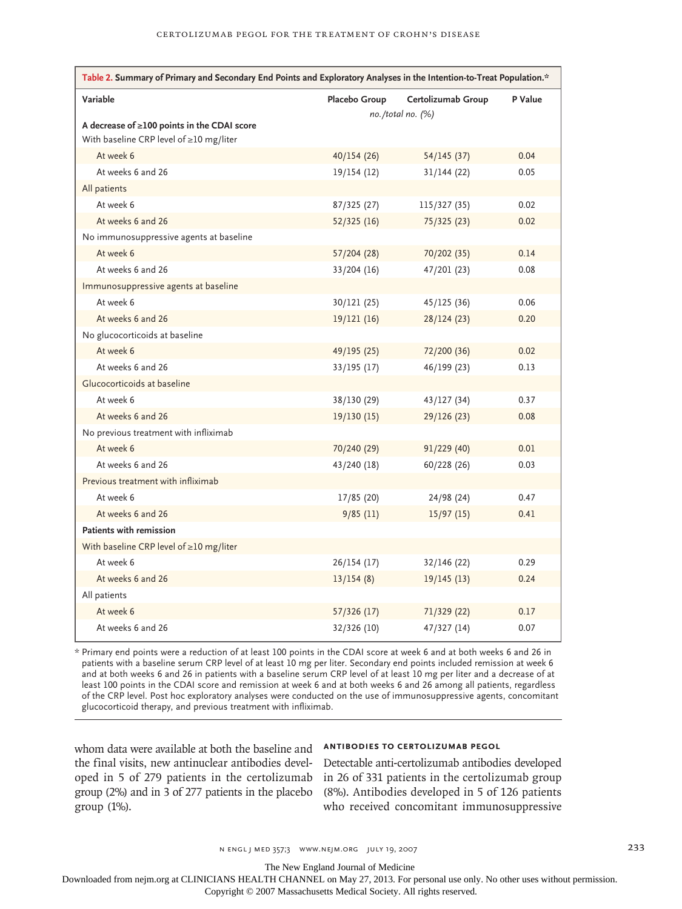**Table 2. Summary of Primary and Secondary End Points and Exploratory Analyses in the Intention-to-Treat Population.***

| Variable | Placebo Group | Certolizumab Group | P Value |
|---|---|---|---|
| | *no./total no. (%)* | | |
| **A decrease of ≥100 points in the CDAI score** | | | |
| With baseline CRP level of ≥10 mg/liter | | | |
| At week 6 | 40/154 (26) | 54/145 (37) | 0.04 |
| At weeks 6 and 26 | 19/154 (12) | 31/144 (22) | 0.05 |
| All patients | | | |
| At week 6 | 87/325 (27) | 115/327 (35) | 0.02 |
| At weeks 6 and 26 | 52/325 (16) | 75/325 (23) | 0.02 |
| No immunosuppressive agents at baseline | | | |
| At week 6 | 57/204 (28) | 70/202 (35) | 0.14 |
| At weeks 6 and 26 | 33/204 (16) | 47/201 (23) | 0.08 |
| Immunosuppressive agents at baseline | | | |
| At week 6 | 30/121 (25) | 45/125 (36) | 0.06 |
| At weeks 6 and 26 | 19/121 (16) | 28/124 (23) | 0.20 |
| No glucocorticoids at baseline | | | |
| At week 6 | 49/195 (25) | 72/200 (36) | 0.02 |
| At weeks 6 and 26 | 33/195 (17) | 46/199 (23) | 0.13 |
| Glucocorticoids at baseline | | | |
| At week 6 | 38/130 (29) | 43/127 (34) | 0.37 |
| At weeks 6 and 26 | 19/130 (15) | 29/126 (23) | 0.08 |
| No previous treatment with infliximab | | | |
| At week 6 | 70/240 (29) | 91/229 (40) | 0.01 |
| At weeks 6 and 26 | 43/240 (18) | 60/228 (26) | 0.03 |
| Previous treatment with infliximab | | | |
| At week 6 | 17/85 (20) | 24/98 (24) | 0.47 |
| At weeks 6 and 26 | 9/85 (11) | 15/97 (15) | 0.41 |
| **Patients with remission** | | | |
| With baseline CRP level of ≥10 mg/liter | | | |
| At week 6 | 26/154 (17) | 32/146 (22) | 0.29 |
| At weeks 6 and 26 | 13/154 (8) | 19/145 (13) | 0.24 |
| All patients | | | |
| At week 6 | 57/326 (17) | 71/329 (22) | 0.17 |
| At weeks 6 and 26 | 32/326 (10) | 47/327 (14) | 0.07 |

* Primary end points were a reduction of at least 100 points in the CDAI score at week 6 and at both weeks 6 and 26 in patients with a baseline serum CRP level of at least 10 mg per liter. Secondary end points included remission at week 6 and at both weeks 6 and 26 in patients with a baseline serum CRP level of at least 10 mg per liter and a decrease of at least 100 points in the CDAI score and remission at week 6 and at both weeks 6 and 26 among all patients, regardless of the CRP level. Post hoc exploratory analyses were conducted on the use of immunosuppressive agents, concomitant glucocorticoid therapy, and previous treatment with infliximab.

whom data were available at both the baseline and the final visits, new antinuclear antibodies developed in 5 of 279 patients in the certolizumab group (2%) and in 3 of 277 patients in the placebo group (1%).

#### ANTIBODIES TO CERTOLIZUMAB PEGOL

Detectable anti-certolizumab antibodies developed in 26 of 331 patients in the certolizumab group (8%). Antibodies developed in 5 of 126 patients who received concomitant immunosuppressive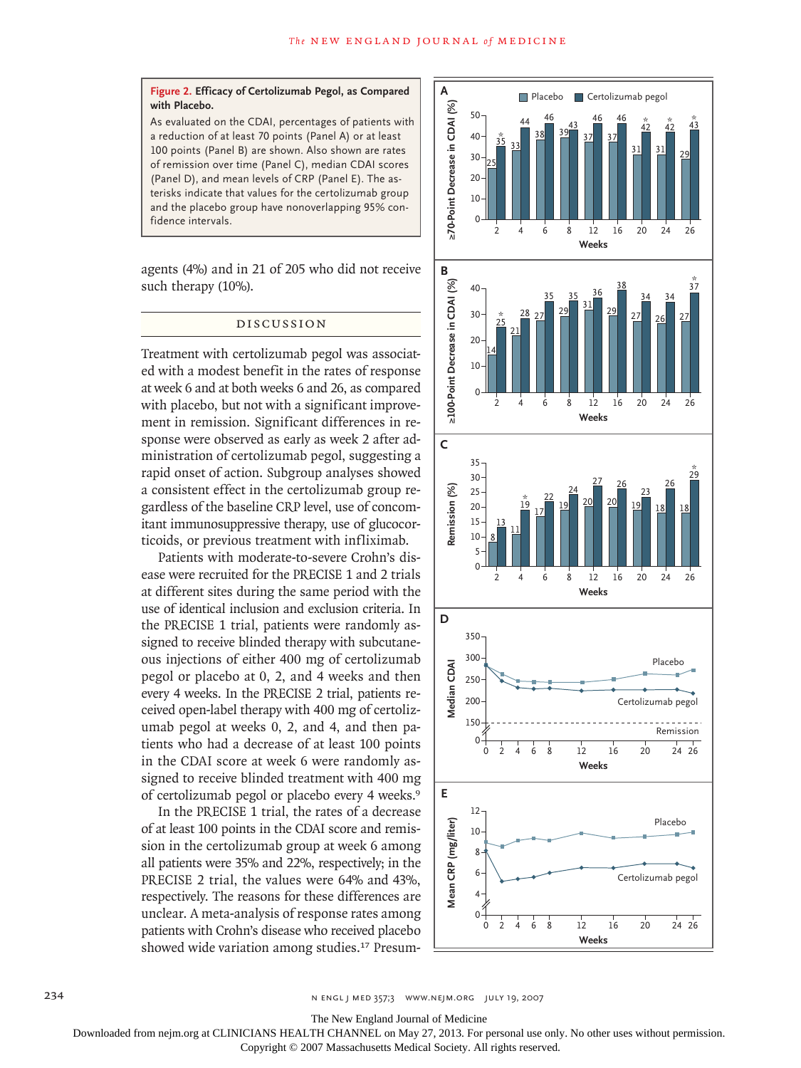**Figure 2. Efficacy of Certolizumab Pegol, as Compared with Placebo.**

As evaluated on the CDAI, percentages of patients with a reduction of at least 70 points (Panel A) or at least 100 points (Panel B) are shown. Also shown are rates of remission over time (Panel C), median CDAI scores (Panel D), and mean levels of CRP (Panel E). The asterisks indicate that values for the certolizumab group and the placebo group have nonoverlapping 95% confidence intervals.

agents (4%) and in 21 of 205 who did not receive such therapy (10%).

## DISCUSSION

Treatment with certolizumab pegol was associated with a modest benefit in the rates of response at week 6 and at both weeks 6 and 26, as compared with placebo, but not with a significant improvement in remission. Significant differences in response were observed as early as week 2 after administration of certolizumab pegol, suggesting a rapid onset of action. Subgroup analyses showed a consistent effect in the certolizumab group regardless of the baseline CRP level, use of concomitant immunosuppressive therapy, use of glucocorticoids, or previous treatment with infliximab.

Patients with moderate-to-severe Crohn's disease were recruited for the PRECISE 1 and 2 trials at different sites during the same period with the use of identical inclusion and exclusion criteria. In the PRECISE 1 trial, patients were randomly assigned to receive blinded therapy with subcutaneous injections of either 400 mg of certolizumab pegol or placebo at 0, 2, and 4 weeks and then every 4 weeks. In the PRECISE 2 trial, patients received open-label therapy with 400 mg of certolizumab pegol at weeks 0, 2, and 4, and then patients who had a decrease of at least 100 points in the CDAI score at week 6 were randomly assigned to receive blinded treatment with 400 mg of certolizumab pegol or placebo every 4 weeks.[9]

In the PRECISE 1 trial, the rates of a decrease of at least 100 points in the CDAI score and remission in the certolizumab group at week 6 among all patients were 35% and 22%, respectively; in the PRECISE 2 trial, the values were 64% and 43%, respectively. The reasons for these differences are unclear. A meta-analysis of response rates among patients with Crohn's disease who received placebo showed wide variation among studies.[17] Presum-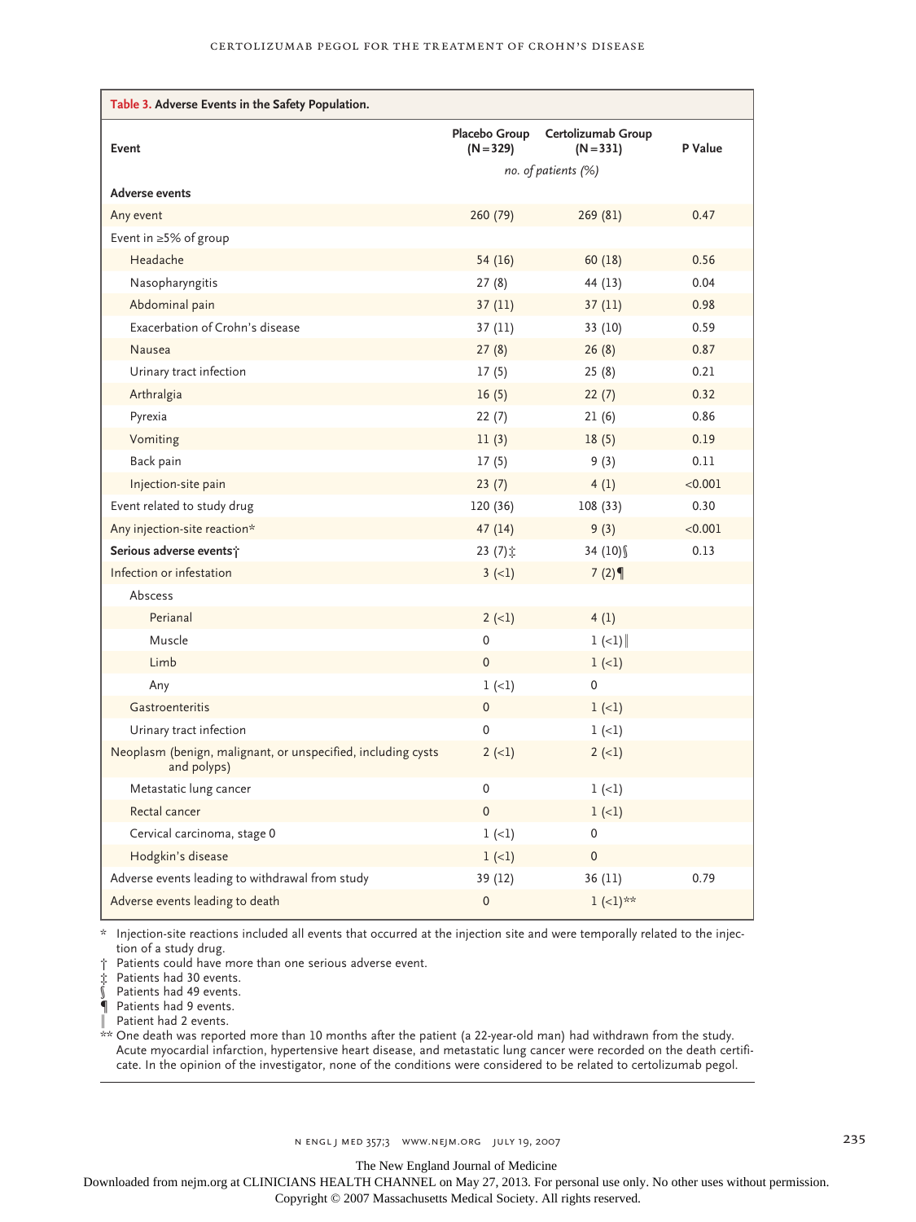**Table 3. Adverse Events in the Safety Population.**

| Event | Placebo Group (N=329) | Certolizumab Group (N=331) | P Value |
|---|---|---|---|
| | *no. of patients (%)* | | |
| **Adverse events** | | | |
| Any event | 260 (79) | 269 (81) | 0.47 |
| Event in ≥5% of group | | | |
| Headache | 54 (16) | 60 (18) | 0.56 |
| Nasopharyngitis | 27 (8) | 44 (13) | 0.04 |
| Abdominal pain | 37 (11) | 37 (11) | 0.98 |
| Exacerbation of Crohn's disease | 37 (11) | 33 (10) | 0.59 |
| Nausea | 27 (8) | 26 (8) | 0.87 |
| Urinary tract infection | 17 (5) | 25 (8) | 0.21 |
| Arthralgia | 16 (5) | 22 (7) | 0.32 |
| Pyrexia | 22 (7) | 21 (6) | 0.86 |
| Vomiting | 11 (3) | 18 (5) | 0.19 |
| Back pain | 17 (5) | 9 (3) | 0.11 |
| Injection-site pain | 23 (7) | 4 (1) | <0.001 |
| Event related to study drug | 120 (36) | 108 (33) | 0.30 |
| Any injection-site reaction* | 47 (14) | 9 (3) | <0.001 |
| **Serious adverse events†** | 23 (7)‡ | 34 (10)§ | 0.13 |
| Infection or infestation | 3 (<1) | 7 (2)¶ | |
| Abscess | | | |
| Perianal | 2 (<1) | 4 (1) | |
| Muscle | 0 | 1 (<1)‖ | |
| Limb | 0 | 1 (<1) | |
| Any | 1 (<1) | 0 | |
| Gastroenteritis | 0 | 1 (<1) | |
| Urinary tract infection | 0 | 1 (<1) | |
| Neoplasm (benign, malignant, or unspecified, including cysts and polyps) | 2 (<1) | 2 (<1) | |
| Metastatic lung cancer | 0 | 1 (<1) | |
| Rectal cancer | 0 | 1 (<1) | |
| Cervical carcinoma, stage 0 | 1 (<1) | 0 | |
| Hodgkin's disease | 1 (<1) | 0 | |
| Adverse events leading to withdrawal from study | 39 (12) | 36 (11) | 0.79 |
| Adverse events leading to death | 0 | 1 (<1)** | |

\* Injection-site reactions included all events that occurred at the injection site and were temporally related to the injection of a study drug.

† Patients could have more than one serious adverse event.

‡ Patients had 30 events.

§ Patients had 49 events.

¶ Patients had 9 events.

‖ Patient had 2 events.

** One death was reported more than 10 months after the patient (a 22-year-old man) had withdrawn from the study. Acute myocardial infarction, hypertensive heart disease, and metastatic lung cancer were recorded on the death certificate. In the opinion of the investigator, none of the conditions were considered to be related to certolizumab pegol.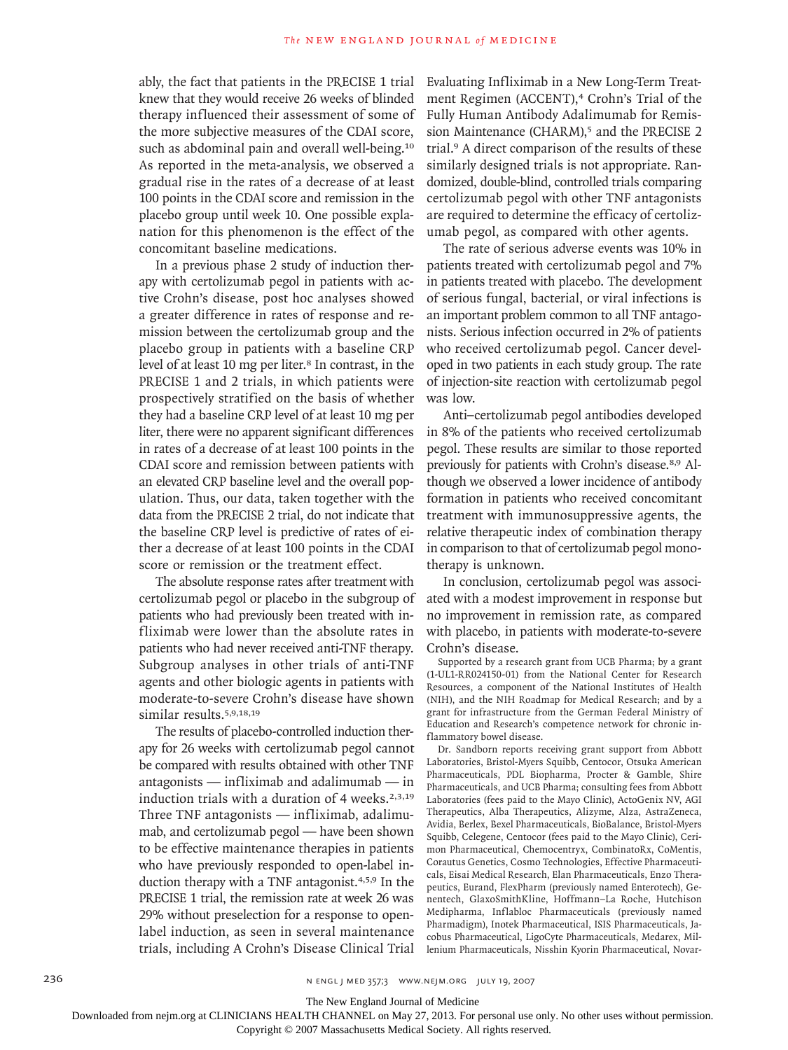ably, the fact that patients in the PRECISE 1 trial knew that they would receive 26 weeks of blinded therapy influenced their assessment of some of the more subjective measures of the CDAI score, such as abdominal pain and overall well-being.[10] As reported in the meta-analysis, we observed a gradual rise in the rates of a decrease of at least 100 points in the CDAI score and remission in the placebo group until week 10. One possible explanation for this phenomenon is the effect of the concomitant baseline medications.

In a previous phase 2 study of induction therapy with certolizumab pegol in patients with active Crohn's disease, post hoc analyses showed a greater difference in rates of response and remission between the certolizumab group and the placebo group in patients with a baseline CRP level of at least 10 mg per liter.[8] In contrast, in the PRECISE 1 and 2 trials, in which patients were prospectively stratified on the basis of whether they had a baseline CRP level of at least 10 mg per liter, there were no apparent significant differences in rates of a decrease of at least 100 points in the CDAI score and remission between patients with an elevated CRP baseline level and the overall population. Thus, our data, taken together with the data from the PRECISE 2 trial, do not indicate that the baseline CRP level is predictive of rates of either a decrease of at least 100 points in the CDAI score or remission or the treatment effect.

The absolute response rates after treatment with certolizumab pegol or placebo in the subgroup of patients who had previously been treated with infliximab were lower than the absolute rates in patients who had never received anti-TNF therapy. Subgroup analyses in other trials of anti-TNF agents and other biologic agents in patients with moderate-to-severe Crohn's disease have shown similar results.[5,9,18,19]

The results of placebo-controlled induction therapy for 26 weeks with certolizumab pegol cannot be compared with results obtained with other TNF antagonists — infliximab and adalimumab — in induction trials with a duration of 4 weeks.[2,3,19] Three TNF antagonists — infliximab, adalimumab, and certolizumab pegol — have been shown to be effective maintenance therapies in patients who have previously responded to open-label induction therapy with a TNF antagonist.[4,5,9] In the PRECISE 1 trial, the remission rate at week 26 was 29% without preselection for a response to open-label induction, as seen in several maintenance trials, including A Crohn's Disease Clinical Trial Evaluating Infliximab in a New Long-Term Treatment Regimen (ACCENT),[4] Crohn's Trial of the Fully Human Antibody Adalimumab for Remission Maintenance (CHARM),[5] and the PRECISE 2 trial.[9] A direct comparison of the results of these similarly designed trials is not appropriate. Randomized, double-blind, controlled trials comparing certolizumab pegol with other TNF antagonists are required to determine the efficacy of certolizumab pegol, as compared with other agents.

The rate of serious adverse events was 10% in patients treated with certolizumab pegol and 7% in patients treated with placebo. The development of serious fungal, bacterial, or viral infections is an important problem common to all TNF antagonists. Serious infection occurred in 2% of patients who received certolizumab pegol. Cancer developed in two patients in each study group. The rate of injection-site reaction with certolizumab pegol was low.

Anti–certolizumab pegol antibodies developed in 8% of the patients who received certolizumab pegol. These results are similar to those reported previously for patients with Crohn's disease.[8,9] Although we observed a lower incidence of antibody formation in patients who received concomitant treatment with immunosuppressive agents, the relative therapeutic index of combination therapy in comparison to that of certolizumab pegol monotherapy is unknown.

In conclusion, certolizumab pegol was associated with a modest improvement in response but no improvement in remission rate, as compared with placebo, in patients with moderate-to-severe Crohn's disease.

Supported by a research grant from UCB Pharma; by a grant (1-UL1-RR024150-01) from the National Center for Research Resources, a component of the National Institutes of Health (NIH), and the NIH Roadmap for Medical Research; and by a grant for infrastructure from the German Federal Ministry of Education and Research's competence network for chronic inflammatory bowel disease.

Dr. Sandborn reports receiving grant support from Abbott Laboratories, Bristol-Myers Squibb, Centocor, Otsuka American Pharmaceuticals, PDL Biopharma, Procter & Gamble, Shire Pharmaceuticals, and UCB Pharma; consulting fees from Abbott Laboratories (fees paid to the Mayo Clinic), ActoGenix NV, AGI Therapeutics, Alba Therapeutics, Alizyme, Alza, AstraZeneca, Avidia, Berlex, Bexel Pharmaceuticals, BioBalance, Bristol-Myers Squibb, Celegene, Centocor (fees paid to the Mayo Clinic), Cerimon Pharmaceutical, Chemocentryx, CombinatoRx, CoMentis, Corautus Genetics, Cosmo Technologies, Effective Pharmaceuticals, Eisai Medical Research, Elan Pharmaceuticals, Enzo Therapeutics, Eurand, FlexPharm (previously named Enterotech), Genentech, GlaxoSmithKline, Hoffmann–La Roche, Hutchison Medipharma, Inflabloc Pharmaceuticals (previously named Pharmadigm), Inotek Pharmaceutical, ISIS Pharmaceuticals, Jacobus Pharmaceutical, LigoCyte Pharmaceuticals, Medarex, Millenium Pharmaceuticals, Nisshin Kyorin Pharmaceutical, Novar-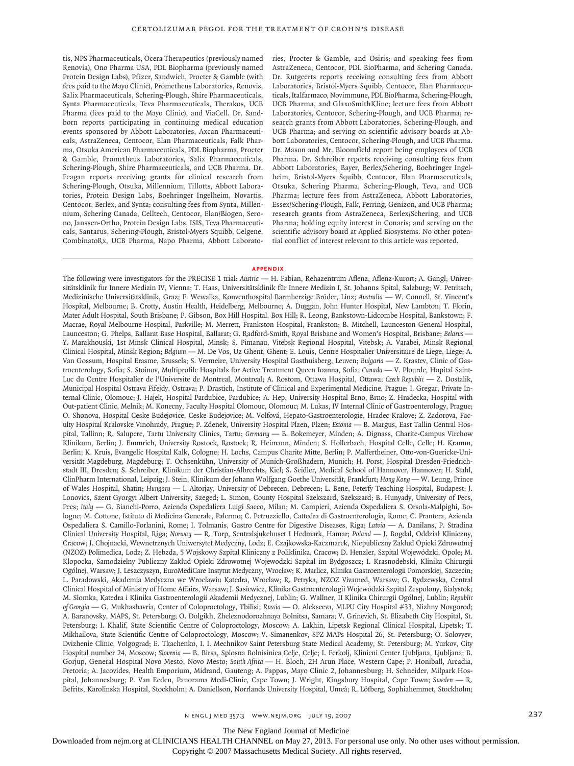tis, NPS Pharmaceuticals, Ocera Therapeutics (previously named Renovia), Ono Pharma USA, PDL Biopharma (previously named Protein Design Labs), Pfizer, Sandwich, Procter & Gamble (with fees paid to the Mayo Clinic), Prometheus Laboratories, Renovis, Salix Pharmaceuticals, Schering-Plough, Shire Pharmaceuticals, Synta Pharmaceuticals, Teva Pharmaceuticals, Therakos, UCB Pharma (fees paid to the Mayo Clinic), and ViaCell. Dr. Sandborn reports participating in continuing medical education events sponsored by Abbott Laboratories, Axcan Pharmaceuticals, AstraZeneca, Centocor, Elan Pharmaceuticals, Falk Pharma, Otsuka American Pharmaceuticals, PDL Biopharma, Procter & Gamble, Prometheus Laboratories, Salix Pharmaceuticals, Schering-Plough, Shire Pharmaceuticals, and UCB Pharma. Dr. Feagan reports receiving grants for clinical research from Schering-Plough, Otsuka, Millennium, Tillotts, Abbott Laboratories, Protein Design Labs, Boehringer Ingelheim, Novartis, Centocor, Berlex, and Synta; consulting fees from Synta, Millennium, Schering Canada, Celltech, Centocor, Elan/Biogen, Serono, Janssen-Ortho, Protein Design Labs, ISIS, Teva Pharmaceuticals, Santarus, Schering-Plough, Bristol-Myers Squibb, Celgene, CombinatoRx, UCB Pharma, Napo Pharma, Abbott Laboratories, Procter & Gamble, and Osiris; and speaking fees from AstraZeneca, Centocor, PDL BioPharma, and Schering Canada. Dr. Rutgeerts reports receiving consulting fees from Abbott Laboratories, Bristol-Myers Squibb, Centocor, Elan Pharmaceuticals, Italfarmaco, Novimmune, PDL BioPharma, Schering-Plough, UCB Pharma, and GlaxoSmithKline; lecture fees from Abbott Laboratories, Centocor, Schering-Plough, and UCB Pharma; research grants from Abbott Laboratories, Schering-Plough, and UCB Pharma; and serving on scientific advisory boards at Abbott Laboratories, Centocor, Schering-Plough, and UCB Pharma. Dr. Mason and Mr. Bloomfield report being employees of UCB Pharma. Dr. Schreiber reports receiving consulting fees from Abbott Laboratories, Bayer, Berlex/Schering, Boehringer Ingelheim, Bristol-Myers Squibb, Centocor, Elan Pharmaceuticals, Otsuka, Schering Pharma, Schering-Plough, Teva, and UCB Pharma; lecture fees from AstraZeneca, Abbott Laboratories, Essex/Schering-Plough, Falk, Ferring, Genizon, and UCB Pharma; research grants from AstraZeneca, Berlex/Schering, and UCB Pharma; holding equity interest in Conaris; and serving on the scientific advisory board at Applied Biosystems. No other potential conflict of interest relevant to this article was reported.

## APPENDIX

The following were investigators for the PRECISE 1 trial: *Austria* — H. Fabian, Rehazentrum Aflenz, Aflenz-Kurort; A. Gangl, Universitätsklinik für Innere Medizin IV, Vienna; T. Haas, Universitätsklinik für Innere Medizin I, St. Johanns Spital, Salzburg; W. Petritsch, Medizinische Universitätsklinik, Graz; F. Wewalka, Konventhospital Barmherzige Brüder, Linz; *Australia* — W. Connell, St. Vincent's Hospital, Melbourne; B. Crotty, Austin Health, Heidelberg, Melbourne; A. Duggan, John Hunter Hospital, New Lambton; T. Florin, Mater Adult Hospital, South Brisbane; P. Gibson, Box Hill Hospital, Box Hill; R. Leong, Bankstown-Lidcombe Hospital, Bankstown; F. Macrae, Royal Melbourne Hospital, Parkville; M. Merrett, Frankston Hospital, Frankston; B. Mitchell, Launceston General Hospital, Launceston; G. Phelps, Ballarat Base Hospital, Ballarat; G. Radford-Smith, Royal Brisbane and Women's Hospital, Brisbane; *Belarus* — Y. Marakhouski, 1st Minsk Clinical Hospital, Minsk; S. Pimanau, Vitebsk Regional Hospital, Vitebsk; A. Varabei, Minsk Regional Clinical Hospital, Minsk Region; *Belgium* — M. De Vos, Uz Ghent, Ghent; E. Louis, Centre Hospitalier Universitaire de Liege, Liege; A. Van Gossum, Hospital Erasme, Brussels; S. Vermeire, University Hospital Gasthuisberg, Leuven; *Bulgaria* — Z. Krastev, Clinic of Gastroenterology, Sofia; S. Stoinov, Multiprofile Hospitals for Active Treatment Queen Ioanna, Sofia; *Canada* — V. Plourde, Hopital Saint-Luc du Centre Hospitalier de l'Universite de Montreal, Montreal; A. Rostom, Ottawa Hospital, Ottawa; *Czech Republic* — Z. Dostalik, Municipal Hospital Ostrava Fifejdy, Ostrava; P. Drastich, Institute of Clinical and Experimental Medicine, Prague; I. Gregar, Private Internal Clinic, Olomouc; J. Hajek, Hospital Pardubice, Pardubice; A. Hep, University Hospital Brno, Brno; Z. Hradecka, Hospital with Out-patient Clinic, Melnik; M. Konecny, Faculty Hospital Olomouc, Olomouc; M. Lukas, IV Internal Clinic of Gastroenterology, Prague; O. Shonova, Hospital Ceske Budejovice, Ceske Budejovice; M. Volfová, Hepato-Gastroenterologie, Hradec Kralove; Z. Zadorova, Faculty Hospital Kralovske Vinohrady, Prague; P. Zdenek, University Hospital Plzen, Plzen; *Estonia* — B. Margus, East Tallin Central Hospital, Tallinn; R. Salupere, Tartu University Clinics, Tartu; *Germany* — B. Bokemeyer, Minden; A. Dignass, Charite-Campus Virchow Klinikum, Berlin; J. Emmrich, University Rostock, Rostock; R. Heimann, Minden; S. Hollerbach, Hospital Celle, Celle; H. Kramm, Berlin; K. Kruis, Evangelic Hospital Kalk, Cologne; H. Lochs, Campus Charite Mitte, Berlin; P. Malfertheiner, Otto-von-Guericke-Universität Magdeburg, Magdeburg; T. Ochsenkühn, University of Munich-Großhadern, Munich; H. Porst, Hospital Dresden-Friedrichstadt III, Dresden; S. Schreiber, Klinikum der Christian-Albrechts, Kiel; S. Seidler, Medical School of Hannover, Hannover; H. Stahl, ClinPharm International, Leipzig; J. Stein, Klinikum der Johann Wolfgang Goethe Universität, Frankfurt; *Hong Kong* — W. Leung, Prince of Wales Hospital, Shatin; *Hungary* — I. Altorjay, University of Debrecen, Debrecen; L. Bene, Peterfy Teaching Hospital, Budapest; J. Lonovics, Szent Gyorgyi Albert University, Szeged; L. Simon, County Hospital Szekszard, Szekszard; B. Hunyady, University of Pecs, Pecs; *Italy* — G. Bianchi-Porro, Azienda Ospedaliera Luigi Sacco, Milan; M. Campieri, Azienda Ospedaliera S. Orsola-Malpighi, Bologne; M. Cottone, Istituto di Medicina Generale, Palermo; C. Petruzziello, Cattedra di Gastroenterologia, Rome; C. Prantera, Azienda Ospedaliera S. Camillo-Forlanini, Rome; I. Tolmanis, Gastro Centre for Digestive Diseases, Riga; *Latvia* — A. Danilans, P. Stradina Clinical University Hospital, Riga; *Norway* — R. Torp, Sentralsjukehuset I Hedmark, Hamar; *Poland* — J. Bogdal, Oddział Kliniczny, Cracow; J. Chojnacki, Wewnetrznych Uniwersytet Medyczny, Lodz; E. Czajkowska-Kaczmarek, Niepubliczny Zaklud Opieki Zdrowotnej (NZOZ) Polimedica, Lodz; Z. Hebzda, 5 Wojskowy Szpital Kliniczny z Poliklinika, Cracow; D. Henzler, Szpital Wojewódzki, Opole; M. Klopocka, Samodzielny Publiczny Zaklud Opieki Zdrowotnej Wojewodzki Szpital im Bydgoszcz; I. Krasnodebski, Klinika Chirurgii Ogólnej, Warsaw; J. Leszczyszyn, EuroMediCare Instytut Medyczny, Wrocław; K. Marlicz, Klinika Gastroenterologii Pomorskiej, Szczecin; L. Paradowski, Akademia Medyczna we Wroclawiu Katedra, Wroclaw; R. Petryka, NZOZ Vivamed, Warsaw; G. Rydzewska, Central Clinical Hospital of Ministry of Home Affairs, Warsaw; J. Sasiewicz, Klinika Gastroenterologii Wojewódzki Szpital Zespolony, Białystok; M. Słomka, Katedra i Klinika Gastroenterologii Akademii Medycznej, Lublin; G. Wallner, II Klinika Chirurgii Ogólnej, Lublin; *Republic of Georgia* — G. Mukhashavria, Center of Coloproctology, Tbilisi; *Russia* — O. Alekseeva, MLPU City Hospital #33, Nizhny Novgorod; A. Baranovsky, MAPS, St. Petersburg; O. Dolgikh, Zheleznodorozhnaya Bolnitsa, Samara; V. Grinevich, St. Elizabeth City Hospital, St. Petersburg; I. Khalif, State Scientific Centre of Coloproctology, Moscow; A. Lakhin, Lipetsk Regional Clinical Hospital, Lipetsk; T. Mikhailova, State Scientific Centre of Coloproctology, Moscow; V. Simanenkov, SPZ MAPs Hospital 26, St. Petersburg; O. Solovyev, Dvizhenie Clinic, Volgograd; E. Tkachenko, I. I. Mechnikov Saint Petersburg State Medical Academy, St. Petersburg; M. Yurkov, City Hospital number 24, Moscow; *Slovenia* — B. Birsa, Splosna Bolnisinica Celje, Celje; I. Ferkolj, Klinicni Center Ljubljana, Ljubljana; B. Gorjup, General Hospital Novo Mesto, Novo Mesto; *South Africa* — H. Bloch, 2H Arun Place, Western Cape; P. Honiball, Arcadia, Pretoria; A. Jacovides, Health Emporium, Midrand, Gauteng; A. Pappas, Mayo Clinic 2, Johannesburg; H. Schneider, Milpark Hospital, Johannesburg; P. Van Eeden, Panorama Medi-Clinic, Cape Town; J. Wright, Kingsbury Hospital, Cape Town; *Sweden* — R. Befrits, Karolinska Hospital, Stockholm; A. Daniellson, Norrlands University Hospital, Umeå; R. Löfberg, Sophiahemmet, Stockholm;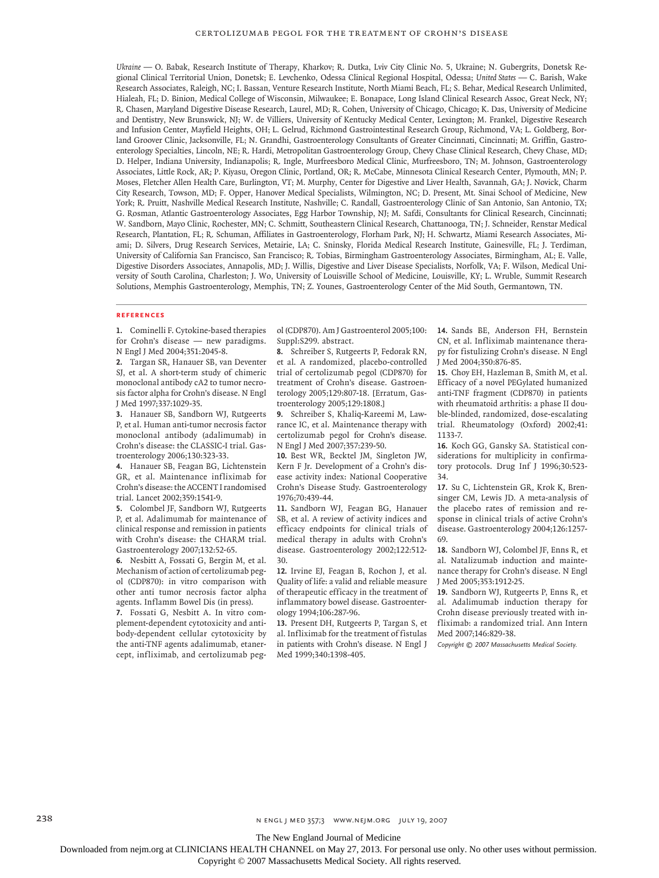*Ukraine* — O. Babak, Research Institute of Therapy, Kharkov; R. Dutka, Lviv City Clinic No. 5, Ukraine; N. Gubergrits, Donetsk Regional Clinical Territorial Union, Donetsk; E. Levchenko, Odessa Clinical Regional Hospital, Odessa; *United States* — C. Barish, Wake Research Associates, Raleigh, NC; I. Bassan, Venture Research Institute, North Miami Beach, FL; S. Behar, Medical Research Unlimited, Hialeah, FL; D. Binion, Medical College of Wisconsin, Milwaukee; E. Bonapace, Long Island Clinical Research Assoc, Great Neck, NY; R. Chasen, Maryland Digestive Disease Research, Laurel, MD; R. Cohen, University of Chicago, Chicago; K. Das, University of Medicine and Dentistry, New Brunswick, NJ; W. de Villiers, University of Kentucky Medical Center, Lexington; M. Frankel, Digestive Research and Infusion Center, Mayfield Heights, OH; L. Gelrud, Richmond Gastrointestinal Research Group, Richmond, VA; L. Goldberg, Borland Groover Clinic, Jacksonville, FL; N. Grandhi, Gastroenterology Consultants of Greater Cincinnati, Cincinnati; M. Griffin, Gastroenterology Specialties, Lincoln, NE; R. Hardi, Metropolitan Gastroenterology Group, Chevy Chase Clinical Research, Chevy Chase, MD; D. Helper, Indiana University, Indianapolis; R. Ingle, Murfreesboro Medical Clinic, Murfreesboro, TN; M. Johnson, Gastroenterology Associates, Little Rock, AR; P. Kiyasu, Oregon Clinic, Portland, OR; R. McCabe, Minnesota Clinical Research Center, Plymouth, MN; P. Moses, Fletcher Allen Health Care, Burlington, VT; M. Murphy, Center for Digestive and Liver Health, Savannah, GA; J. Novick, Charm City Research, Towson, MD; F. Opper, Hanover Medical Specialists, Wilmington, NC; D. Present, Mt. Sinai School of Medicine, New York; R. Pruitt, Nashville Medical Research Institute, Nashville; C. Randall, Gastroenterology Clinic of San Antonio, San Antonio, TX; G. Rosman, Atlantic Gastroenterology Associates, Egg Harbor Township, NJ; M. Safdi, Consultants for Clinical Research, Cincinnati; W. Sandborn, Mayo Clinic, Rochester, MN; C. Schmitt, Southeastern Clinical Research, Chattanooga, TN; J. Schneider, Renstar Medical Research, Plantation, FL; R. Schuman, Affiliates in Gastroenterology, Florham Park, NJ; H. Schwartz, Miami Research Associates, Miami; D. Silvers, Drug Research Services, Metairie, LA; C. Sninsky, Florida Medical Research Institute, Gainesville, FL; J. Terdiman, University of California San Francisco, San Francisco; R. Tobias, Birmingham Gastroenterology Associates, Birmingham, AL; E. Valle, Digestive Disorders Associates, Annapolis, MD; J. Willis, Digestive and Liver Disease Specialists, Norfolk, VA; F. Wilson, Medical University of South Carolina, Charleston; J. Wo, University of Louisville School of Medicine, Louisville, KY; L. Wruble, Summit Research Solutions, Memphis Gastroenterology, Memphis, TN; Z. Younes, Gastroenterology Center of the Mid South, Germantown, TN.

## References

1. Cominelli F. Cytokine-based therapies for Crohn's disease — new paradigms. N Engl J Med 2004;351:2045-8.
2. Targan SR, Hanauer SB, van Deventer SJ, et al. A short-term study of chimeric monoclonal antibody cA2 to tumor necrosis factor alpha for Crohn's disease. N Engl J Med 1997;337:1029-35.
3. Hanauer SB, Sandborn WJ, Rutgeerts P, et al. Human anti-tumor necrosis factor monoclonal antibody (adalimumab) in Crohn's disease: the CLASSIC-I trial. Gastroenterology 2006;130:323-33.
4. Hanauer SB, Feagan BG, Lichtenstein GR, et al. Maintenance infliximab for Crohn's disease: the ACCENT I randomised trial. Lancet 2002;359:1541-9.
5. Colombel JF, Sandborn WJ, Rutgeerts P, et al. Adalimumab for maintenance of clinical response and remission in patients with Crohn's disease: the CHARM trial. Gastroenterology 2007;132:52-65.
6. Nesbitt A, Fossati G, Bergin M, et al. Mechanism of action of certolizumab pegol (CDP870): in vitro comparison with other anti tumor necrosis factor alpha agents. Inflamm Bowel Dis (in press).
7. Fossati G, Nesbitt A. In vitro complement-dependent cytotoxicity and antibody-dependent cellular cytotoxicity by the anti-TNF agents adalimumab, etanercept, infliximab, and certolizumab pegol (CDP870). Am J Gastroenterol 2005;100: Suppl:S299. abstract.
8. Schreiber S, Rutgeerts P, Fedorak RN, et al. A randomized, placebo-controlled trial of certolizumab pegol (CDP870) for treatment of Crohn's disease. Gastroenterology 2005;129:807-18. [Erratum, Gastroenterology 2005;129:1808.]
9. Schreiber S, Khaliq-Kareemi M, Lawrance IC, et al. Maintenance therapy with certolizumab pegol for Crohn's disease. N Engl J Med 2007;357:239-50.
10. Best WR, Becktel JM, Singleton JW, Kern F Jr. Development of a Crohn's disease activity index: National Cooperative Crohn's Disease Study. Gastroenterology 1976;70:439-44.
11. Sandborn WJ, Feagan BG, Hanauer SB, et al. A review of activity indices and efficacy endpoints for clinical trials of medical therapy in adults with Crohn's disease. Gastroenterology 2002;122:512-30.
12. Irvine EJ, Feagan B, Rochon J, et al. Quality of life: a valid and reliable measure of therapeutic efficacy in the treatment of inflammatory bowel disease. Gastroenterology 1994;106:287-96.
13. Present DH, Rutgeerts P, Targan S, et al. Infliximab for the treatment of fistulas in patients with Crohn's disease. N Engl J Med 1999;340:1398-405.
14. Sands BE, Anderson FH, Bernstein CN, et al. Infliximab maintenance therapy for fistulizing Crohn's disease. N Engl J Med 2004;350:876-85.
15. Choy EH, Hazleman B, Smith M, et al. Efficacy of a novel PEGylated humanized anti-TNF fragment (CDP870) in patients with rheumatoid arthritis: a phase II double-blinded, randomized, dose-escalating trial. Rheumatology (Oxford) 2002;41: 1133-7.
16. Koch GG, Gansky SA. Statistical considerations for multiplicity in confirmatory protocols. Drug Inf J 1996;30:523-34.
17. Su C, Lichtenstein GR, Krok K, Brensinger CM, Lewis JD. A meta-analysis of the placebo rates of remission and response in clinical trials of active Crohn's disease. Gastroenterology 2004;126:1257-69.
18. Sandborn WJ, Colombel JF, Enns R, et al. Natalizumab induction and maintenance therapy for Crohn's disease. N Engl J Med 2005;353:1912-25.
19. Sandborn WJ, Rutgeerts P, Enns R, et al. Adalimumab induction therapy for Crohn disease previously treated with infliximab: a randomized trial. Ann Intern Med 2007;146:829-38.

*Copyright © 2007 Massachusetts Medical Society.*